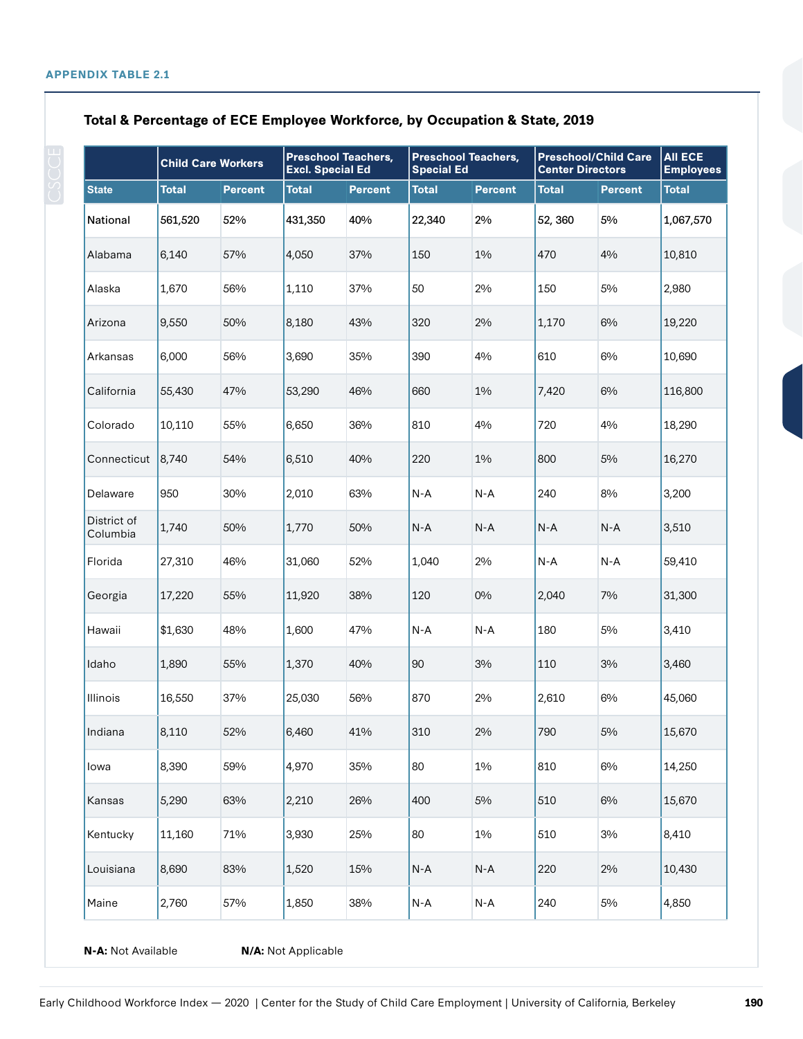APPENDIX TABLE 2.1

### Total & Percentage of ECE Employee Workforce, by Occupation & State, 2019

| | Child Care Workers | | Preschool Teachers, Excl. Special Ed | | Preschool Teachers, Special Ed | | Preschool/Child Care Center Directors | | All ECE Employees |
|---|---|---|---|---|---|---|---|---|---|
| State | Total | Percent | Total | Percent | Total | Percent | Total | Percent | Total |
| National | 561,520 | 52% | 431,350 | 40% | 22,340 | 2% | 52, 360 | 5% | 1,067,570 |
| Alabama | 6,140 | 57% | 4,050 | 37% | 150 | 1% | 470 | 4% | 10,810 |
| Alaska | 1,670 | 56% | 1,110 | 37% | 50 | 2% | 150 | 5% | 2,980 |
| Arizona | 9,550 | 50% | 8,180 | 43% | 320 | 2% | 1,170 | 6% | 19,220 |
| Arkansas | 6,000 | 56% | 3,690 | 35% | 390 | 4% | 610 | 6% | 10,690 |
| California | 55,430 | 47% | 53,290 | 46% | 660 | 1% | 7,420 | 6% | 116,800 |
| Colorado | 10,110 | 55% | 6,650 | 36% | 810 | 4% | 720 | 4% | 18,290 |
| Connecticut | 8,740 | 54% | 6,510 | 40% | 220 | 1% | 800 | 5% | 16,270 |
| Delaware | 950 | 30% | 2,010 | 63% | N-A | N-A | 240 | 8% | 3,200 |
| District of Columbia | 1,740 | 50% | 1,770 | 50% | N-A | N-A | N-A | N-A | 3,510 |
| Florida | 27,310 | 46% | 31,060 | 52% | 1,040 | 2% | N-A | N-A | 59,410 |
| Georgia | 17,220 | 55% | 11,920 | 38% | 120 | 0% | 2,040 | 7% | 31,300 |
| Hawaii | $1,630 | 48% | 1,600 | 47% | N-A | N-A | 180 | 5% | 3,410 |
| Idaho | 1,890 | 55% | 1,370 | 40% | 90 | 3% | 110 | 3% | 3,460 |
| Illinois | 16,550 | 37% | 25,030 | 56% | 870 | 2% | 2,610 | 6% | 45,060 |
| Indiana | 8,110 | 52% | 6,460 | 41% | 310 | 2% | 790 | 5% | 15,670 |
| Iowa | 8,390 | 59% | 4,970 | 35% | 80 | 1% | 810 | 6% | 14,250 |
| Kansas | 5,290 | 63% | 2,210 | 26% | 400 | 5% | 510 | 6% | 15,670 |
| Kentucky | 11,160 | 71% | 3,930 | 25% | 80 | 1% | 510 | 3% | 8,410 |
| Louisiana | 8,690 | 83% | 1,520 | 15% | N-A | N-A | 220 | 2% | 10,430 |
| Maine | 2,760 | 57% | 1,850 | 38% | N-A | N-A | 240 | 5% | 4,850 |

**N-A:** Not Available **N/A:** Not Applicable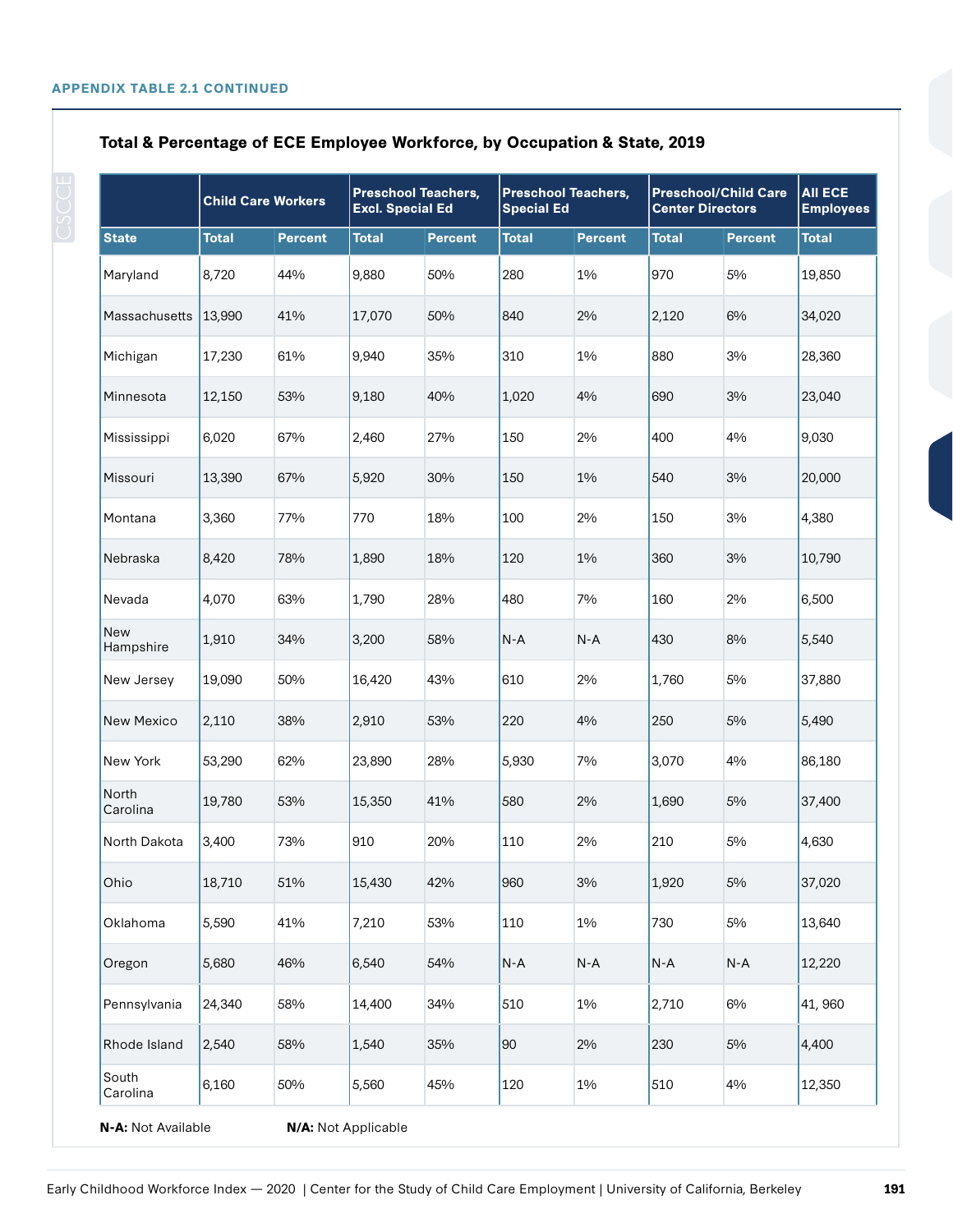**APPENDIX TABLE 2.1 CONTINUED**

### Total & Percentage of ECE Employee Workforce, by Occupation & State, 2019

| | Child Care Workers | | Preschool Teachers, Excl. Special Ed | | Preschool Teachers, Special Ed | | Preschool/Child Care Center Directors | | All ECE Employees |
|---|---|---|---|---|---|---|---|---|---|
| **State** | **Total** | **Percent** | **Total** | **Percent** | **Total** | **Percent** | **Total** | **Percent** | **Total** |
| Maryland | 8,720 | 44% | 9,880 | 50% | 280 | 1% | 970 | 5% | 19,850 |
| Massachusetts | 13,990 | 41% | 17,070 | 50% | 840 | 2% | 2,120 | 6% | 34,020 |
| Michigan | 17,230 | 61% | 9,940 | 35% | 310 | 1% | 880 | 3% | 28,360 |
| Minnesota | 12,150 | 53% | 9,180 | 40% | 1,020 | 4% | 690 | 3% | 23,040 |
| Mississippi | 6,020 | 67% | 2,460 | 27% | 150 | 2% | 400 | 4% | 9,030 |
| Missouri | 13,390 | 67% | 5,920 | 30% | 150 | 1% | 540 | 3% | 20,000 |
| Montana | 3,360 | 77% | 770 | 18% | 100 | 2% | 150 | 3% | 4,380 |
| Nebraska | 8,420 | 78% | 1,890 | 18% | 120 | 1% | 360 | 3% | 10,790 |
| Nevada | 4,070 | 63% | 1,790 | 28% | 480 | 7% | 160 | 2% | 6,500 |
| New Hampshire | 1,910 | 34% | 3,200 | 58% | N-A | N-A | 430 | 8% | 5,540 |
| New Jersey | 19,090 | 50% | 16,420 | 43% | 610 | 2% | 1,760 | 5% | 37,880 |
| New Mexico | 2,110 | 38% | 2,910 | 53% | 220 | 4% | 250 | 5% | 5,490 |
| New York | 53,290 | 62% | 23,890 | 28% | 5,930 | 7% | 3,070 | 4% | 86,180 |
| North Carolina | 19,780 | 53% | 15,350 | 41% | 580 | 2% | 1,690 | 5% | 37,400 |
| North Dakota | 3,400 | 73% | 910 | 20% | 110 | 2% | 210 | 5% | 4,630 |
| Ohio | 18,710 | 51% | 15,430 | 42% | 960 | 3% | 1,920 | 5% | 37,020 |
| Oklahoma | 5,590 | 41% | 7,210 | 53% | 110 | 1% | 730 | 5% | 13,640 |
| Oregon | 5,680 | 46% | 6,540 | 54% | N-A | N-A | N-A | N-A | 12,220 |
| Pennsylvania | 24,340 | 58% | 14,400 | 34% | 510 | 1% | 2,710 | 6% | 41, 960 |
| Rhode Island | 2,540 | 58% | 1,540 | 35% | 90 | 2% | 230 | 5% | 4,400 |
| South Carolina | 6,160 | 50% | 5,560 | 45% | 120 | 1% | 510 | 4% | 12,350 |

**N-A:** Not Available **N/A:** Not Applicable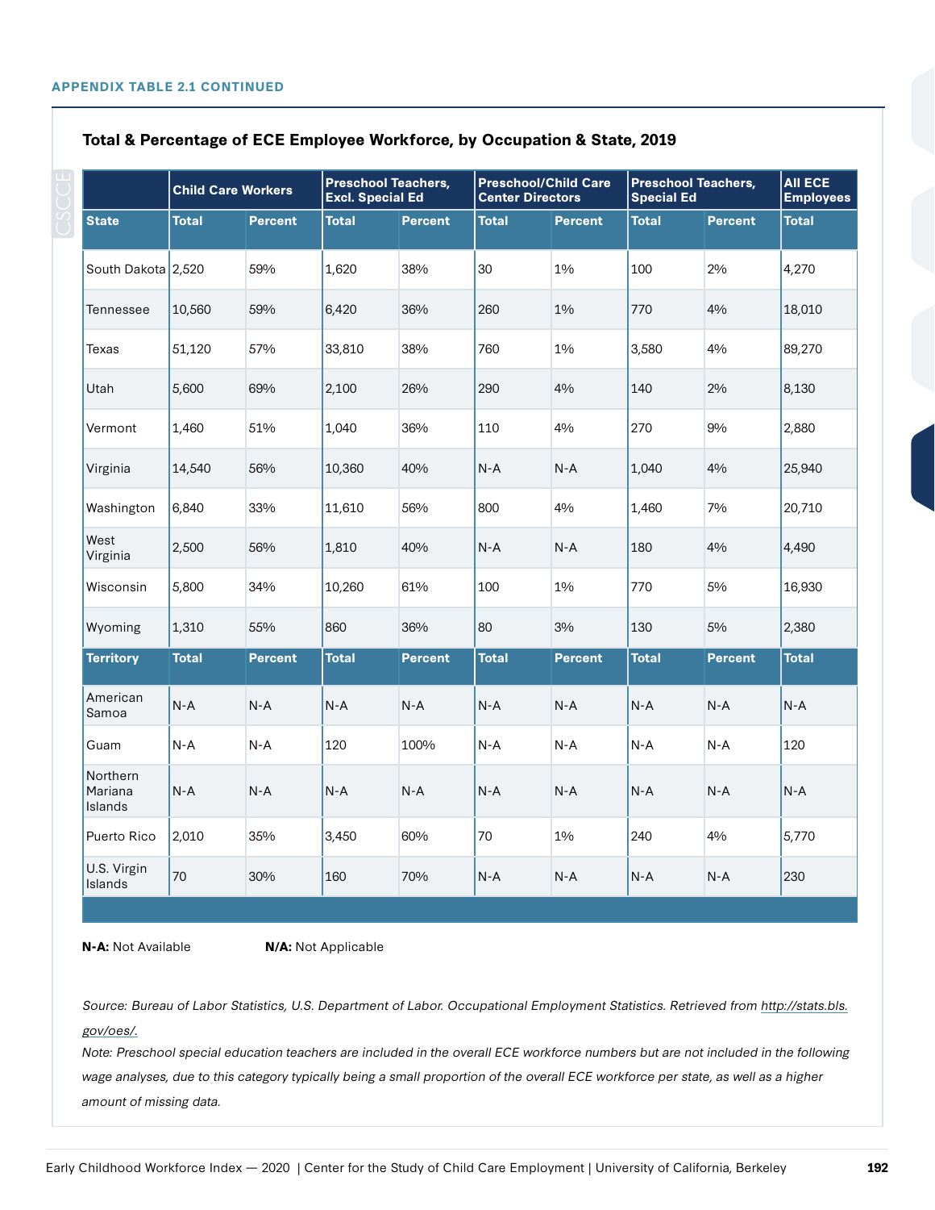APPENDIX TABLE 2.1 CONTINUED

### Total & Percentage of ECE Employee Workforce, by Occupation & State, 2019

| | Child Care Workers | | Preschool Teachers, Excl. Special Ed | | Preschool/Child Care Center Directors | | Preschool Teachers, Special Ed | | All ECE Employees |
|---|---|---|---|---|---|---|---|---|---|
| **State** | **Total** | **Percent** | **Total** | **Percent** | **Total** | **Percent** | **Total** | **Percent** | **Total** |
| South Dakota | 2,520 | 59% | 1,620 | 38% | 30 | 1% | 100 | 2% | 4,270 |
| Tennessee | 10,560 | 59% | 6,420 | 36% | 260 | 1% | 770 | 4% | 18,010 |
| Texas | 51,120 | 57% | 33,810 | 38% | 760 | 1% | 3,580 | 4% | 89,270 |
| Utah | 5,600 | 69% | 2,100 | 26% | 290 | 4% | 140 | 2% | 8,130 |
| Vermont | 1,460 | 51% | 1,040 | 36% | 110 | 4% | 270 | 9% | 2,880 |
| Virginia | 14,540 | 56% | 10,360 | 40% | N-A | N-A | 1,040 | 4% | 25,940 |
| Washington | 6,840 | 33% | 11,610 | 56% | 800 | 4% | 1,460 | 7% | 20,710 |
| West Virginia | 2,500 | 56% | 1,810 | 40% | N-A | N-A | 180 | 4% | 4,490 |
| Wisconsin | 5,800 | 34% | 10,260 | 61% | 100 | 1% | 770 | 5% | 16,930 |
| Wyoming | 1,310 | 55% | 860 | 36% | 80 | 3% | 130 | 5% | 2,380 |
| **Territory** | **Total** | **Percent** | **Total** | **Percent** | **Total** | **Percent** | **Total** | **Percent** | **Total** |
| American Samoa | N-A | N-A | N-A | N-A | N-A | N-A | N-A | N-A | N-A |
| Guam | N-A | N-A | 120 | 100% | N-A | N-A | N-A | N-A | 120 |
| Northern Mariana Islands | N-A | N-A | N-A | N-A | N-A | N-A | N-A | N-A | N-A |
| Puerto Rico | 2,010 | 35% | 3,450 | 60% | 70 | 1% | 240 | 4% | 5,770 |
| U.S. Virgin Islands | 70 | 30% | 160 | 70% | N-A | N-A | N-A | N-A | 230 |

**N-A:** Not Available **N/A:** Not Applicable

*Source: Bureau of Labor Statistics, U.S. Department of Labor. Occupational Employment Statistics. Retrieved from http://stats.bls.gov/oes/.*

*Note: Preschool special education teachers are included in the overall ECE workforce numbers but are not included in the following wage analyses, due to this category typically being a small proportion of the overall ECE workforce per state, as well as a higher amount of missing data.*